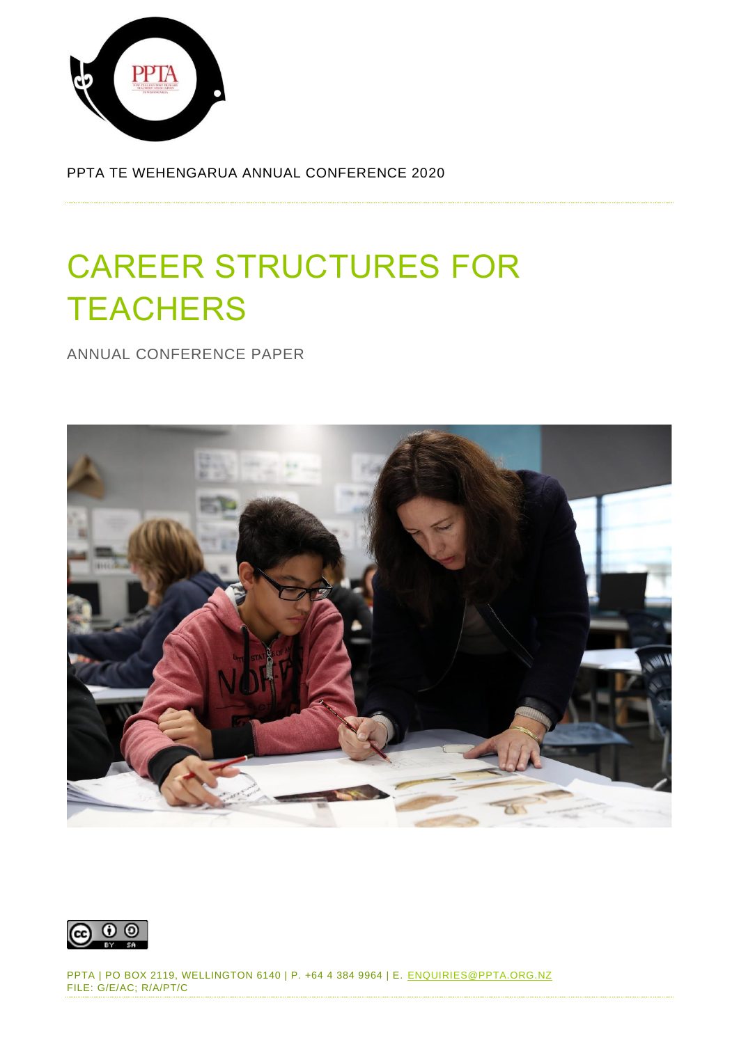PPTA TE WEHENGARUA ANNUAL CONFERENCE 2020

# CAREER STRUCTURES FOR TEACHERS

ANNUAL CONFERENCE PAPER

PPTA | PO BOX 2119, WELLINGTON 6140 | P. +64 4 384 9964 | E. ENQUIRIES@PPTA.ORG.NZ
FILE: G/E/AC; R/A/PT/C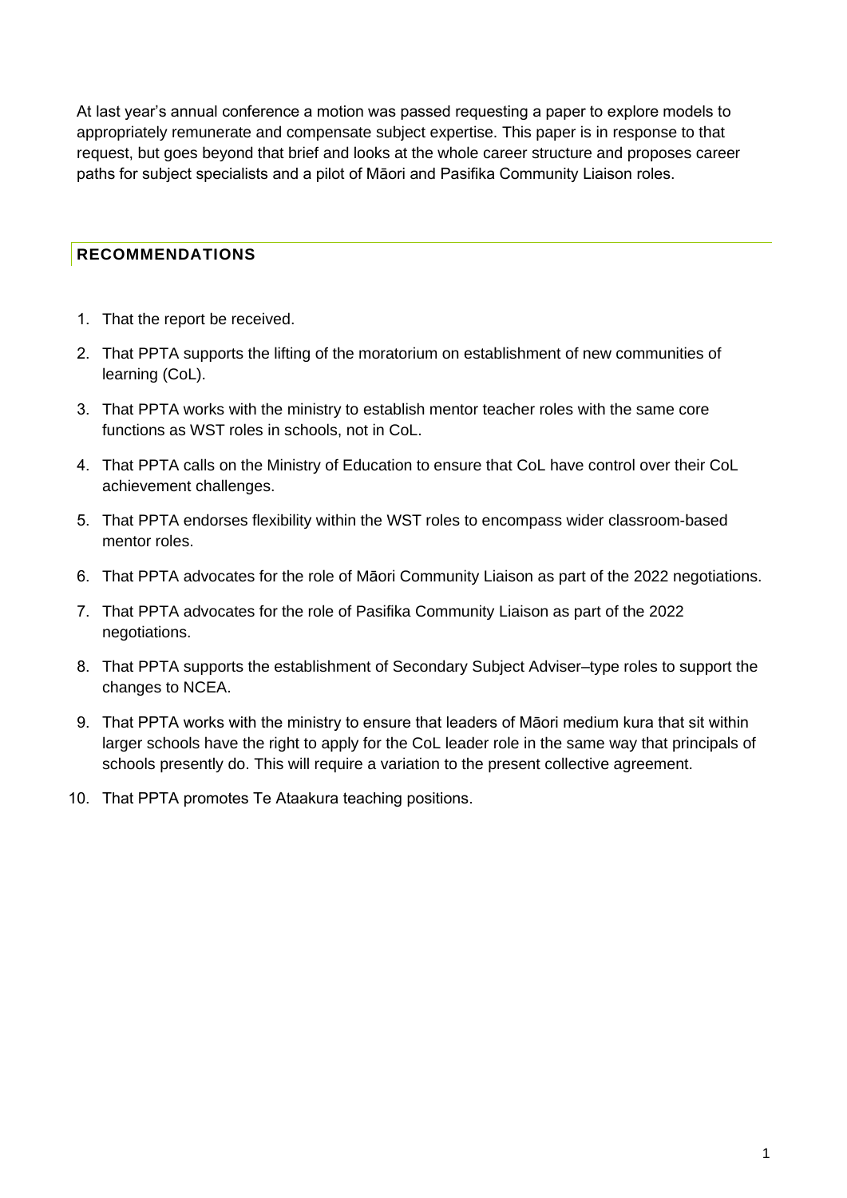At last year's annual conference a motion was passed requesting a paper to explore models to appropriately remunerate and compensate subject expertise. This paper is in response to that request, but goes beyond that brief and looks at the whole career structure and proposes career paths for subject specialists and a pilot of Māori and Pasifika Community Liaison roles.

## RECOMMENDATIONS

1. That the report be received.
2. That PPTA supports the lifting of the moratorium on establishment of new communities of learning (CoL).
3. That PPTA works with the ministry to establish mentor teacher roles with the same core functions as WST roles in schools, not in CoL.
4. That PPTA calls on the Ministry of Education to ensure that CoL have control over their CoL achievement challenges.
5. That PPTA endorses flexibility within the WST roles to encompass wider classroom-based mentor roles.
6. That PPTA advocates for the role of Māori Community Liaison as part of the 2022 negotiations.
7. That PPTA advocates for the role of Pasifika Community Liaison as part of the 2022 negotiations.
8. That PPTA supports the establishment of Secondary Subject Adviser–type roles to support the changes to NCEA.
9. That PPTA works with the ministry to ensure that leaders of Māori medium kura that sit within larger schools have the right to apply for the CoL leader role in the same way that principals of schools presently do. This will require a variation to the present collective agreement.
10. That PPTA promotes Te Ataakura teaching positions.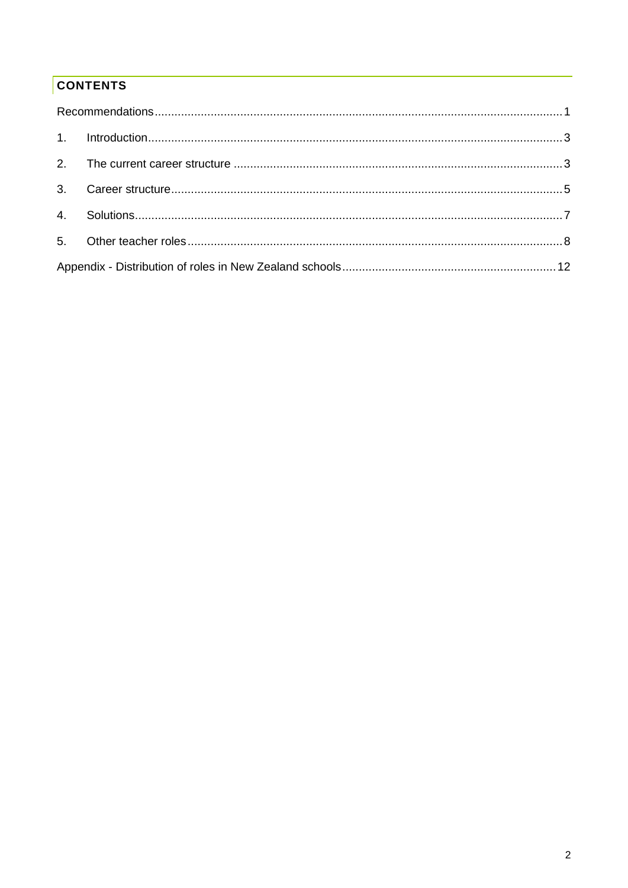## CONTENTS

Recommendations ........................................................................................................................... 1

1. Introduction ............................................................................................................................. 3

2. The current career structure ................................................................................................... 3

3. Career structure ...................................................................................................................... 5

4. Solutions ................................................................................................................................. 7

5. Other teacher roles ................................................................................................................. 8

Appendix - Distribution of roles in New Zealand schools ................................................................ 12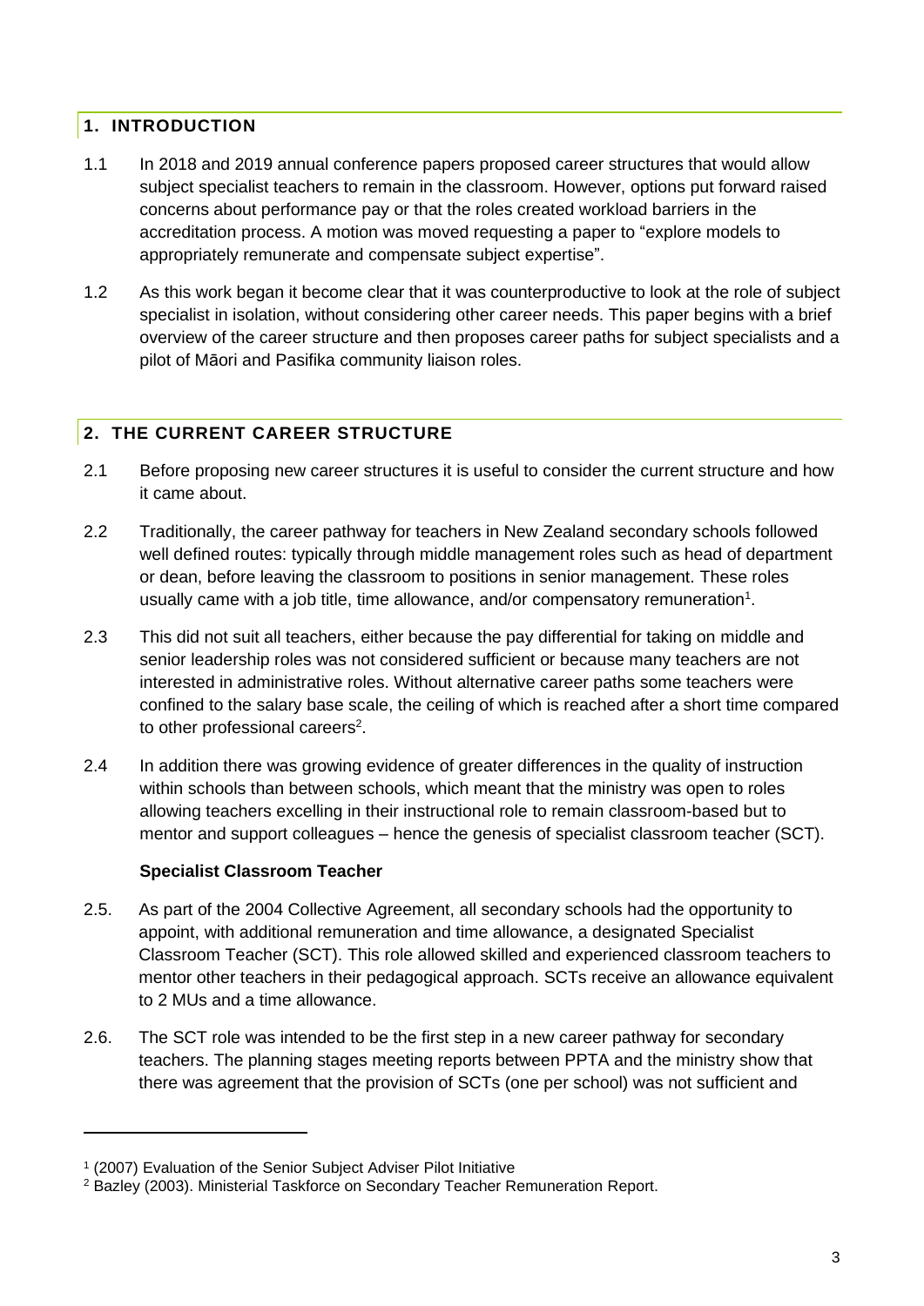## 1. INTRODUCTION

1.1 In 2018 and 2019 annual conference papers proposed career structures that would allow subject specialist teachers to remain in the classroom. However, options put forward raised concerns about performance pay or that the roles created workload barriers in the accreditation process. A motion was moved requesting a paper to "explore models to appropriately remunerate and compensate subject expertise".

1.2 As this work began it become clear that it was counterproductive to look at the role of subject specialist in isolation, without considering other career needs. This paper begins with a brief overview of the career structure and then proposes career paths for subject specialists and a pilot of Māori and Pasifika community liaison roles.

## 2. THE CURRENT CAREER STRUCTURE

2.1 Before proposing new career structures it is useful to consider the current structure and how it came about.

2.2 Traditionally, the career pathway for teachers in New Zealand secondary schools followed well defined routes: typically through middle management roles such as head of department or dean, before leaving the classroom to positions in senior management. These roles usually came with a job title, time allowance, and/or compensatory remuneration[1].

2.3 This did not suit all teachers, either because the pay differential for taking on middle and senior leadership roles was not considered sufficient or because many teachers are not interested in administrative roles. Without alternative career paths some teachers were confined to the salary base scale, the ceiling of which is reached after a short time compared to other professional careers[2].

2.4 In addition there was growing evidence of greater differences in the quality of instruction within schools than between schools, which meant that the ministry was open to roles allowing teachers excelling in their instructional role to remain classroom-based but to mentor and support colleagues – hence the genesis of specialist classroom teacher (SCT).

### Specialist Classroom Teacher

2.5. As part of the 2004 Collective Agreement, all secondary schools had the opportunity to appoint, with additional remuneration and time allowance, a designated Specialist Classroom Teacher (SCT). This role allowed skilled and experienced classroom teachers to mentor other teachers in their pedagogical approach. SCTs receive an allowance equivalent to 2 MUs and a time allowance.

2.6. The SCT role was intended to be the first step in a new career pathway for secondary teachers. The planning stages meeting reports between PPTA and the ministry show that there was agreement that the provision of SCTs (one per school) was not sufficient and

---

[1] (2007) Evaluation of the Senior Subject Adviser Pilot Initiative

[2] Bazley (2003). Ministerial Taskforce on Secondary Teacher Remuneration Report.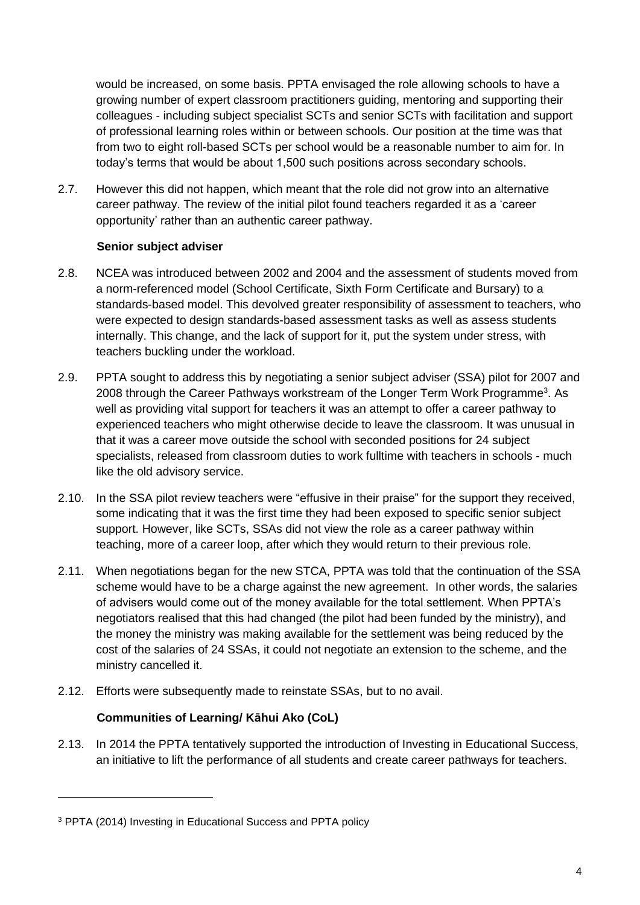would be increased, on some basis. PPTA envisaged the role allowing schools to have a growing number of expert classroom practitioners guiding, mentoring and supporting their colleagues - including subject specialist SCTs and senior SCTs with facilitation and support of professional learning roles within or between schools. Our position at the time was that from two to eight roll-based SCTs per school would be a reasonable number to aim for. In today's terms that would be about 1,500 such positions across secondary schools.

2.7. However this did not happen, which meant that the role did not grow into an alternative career pathway. The review of the initial pilot found teachers regarded it as a 'career opportunity' rather than an authentic career pathway.

**Senior subject adviser**

2.8. NCEA was introduced between 2002 and 2004 and the assessment of students moved from a norm-referenced model (School Certificate, Sixth Form Certificate and Bursary) to a standards-based model. This devolved greater responsibility of assessment to teachers, who were expected to design standards-based assessment tasks as well as assess students internally. This change, and the lack of support for it, put the system under stress, with teachers buckling under the workload.

2.9. PPTA sought to address this by negotiating a senior subject adviser (SSA) pilot for 2007 and 2008 through the Career Pathways workstream of the Longer Term Work Programme[3]. As well as providing vital support for teachers it was an attempt to offer a career pathway to experienced teachers who might otherwise decide to leave the classroom. It was unusual in that it was a career move outside the school with seconded positions for 24 subject specialists, released from classroom duties to work fulltime with teachers in schools - much like the old advisory service.

2.10. In the SSA pilot review teachers were "effusive in their praise" for the support they received, some indicating that it was the first time they had been exposed to specific senior subject support. However, like SCTs, SSAs did not view the role as a career pathway within teaching, more of a career loop, after which they would return to their previous role.

2.11. When negotiations began for the new STCA, PPTA was told that the continuation of the SSA scheme would have to be a charge against the new agreement. In other words, the salaries of advisers would come out of the money available for the total settlement. When PPTA's negotiators realised that this had changed (the pilot had been funded by the ministry), and the money the ministry was making available for the settlement was being reduced by the cost of the salaries of 24 SSAs, it could not negotiate an extension to the scheme, and the ministry cancelled it.

2.12. Efforts were subsequently made to reinstate SSAs, but to no avail.

**Communities of Learning/ Kāhui Ako (CoL)**

2.13. In 2014 the PPTA tentatively supported the introduction of Investing in Educational Success, an initiative to lift the performance of all students and create career pathways for teachers.

[3] PPTA (2014) Investing in Educational Success and PPTA policy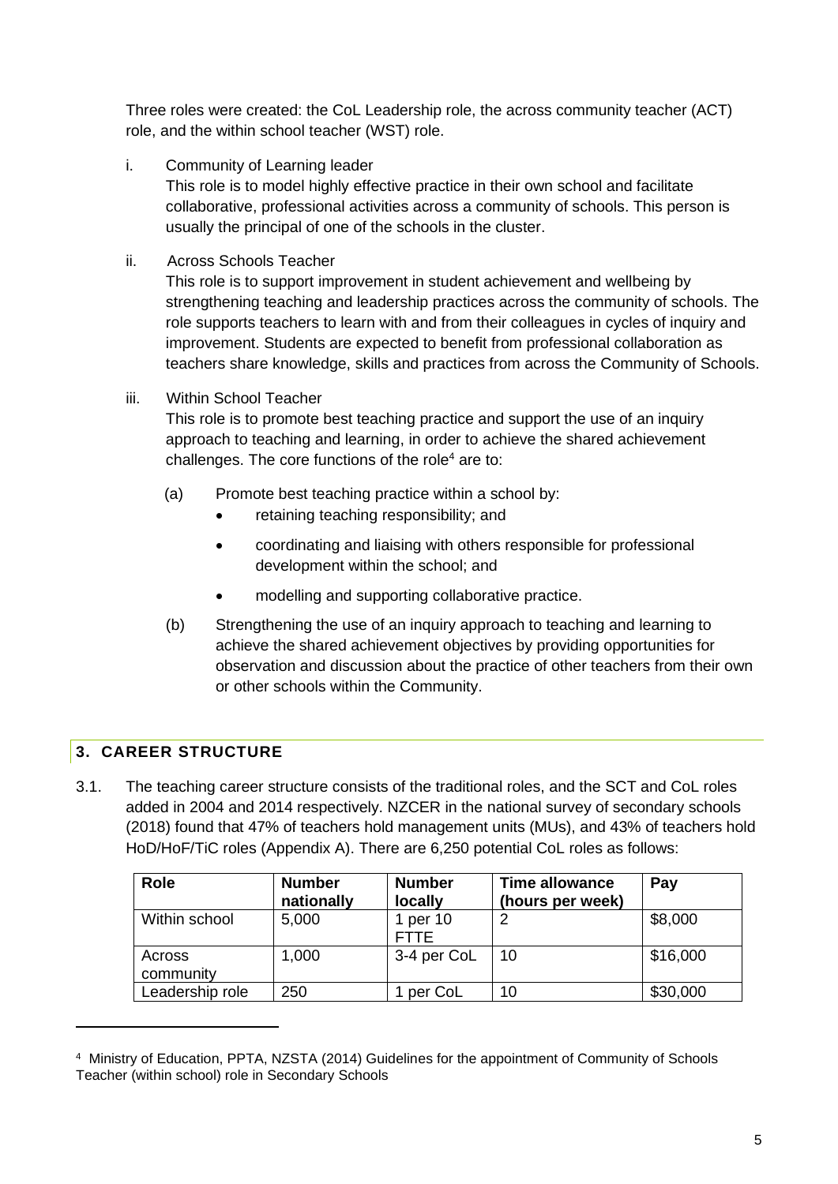Three roles were created: the CoL Leadership role, the across community teacher (ACT) role, and the within school teacher (WST) role.

i. Community of Learning leader
   This role is to model highly effective practice in their own school and facilitate collaborative, professional activities across a community of schools. This person is usually the principal of one of the schools in the cluster.

ii. Across Schools Teacher
   This role is to support improvement in student achievement and wellbeing by strengthening teaching and leadership practices across the community of schools. The role supports teachers to learn with and from their colleagues in cycles of inquiry and improvement. Students are expected to benefit from professional collaboration as teachers share knowledge, skills and practices from across the Community of Schools.

iii. Within School Teacher
   This role is to promote best teaching practice and support the use of an inquiry approach to teaching and learning, in order to achieve the shared achievement challenges. The core functions of the role[4] are to:

   (a) Promote best teaching practice within a school by:
   - retaining teaching responsibility; and
   - coordinating and liaising with others responsible for professional development within the school; and
   - modelling and supporting collaborative practice.

   (b) Strengthening the use of an inquiry approach to teaching and learning to achieve the shared achievement objectives by providing opportunities for observation and discussion about the practice of other teachers from their own or other schools within the Community.

## 3. CAREER STRUCTURE

3.1. The teaching career structure consists of the traditional roles, and the SCT and CoL roles added in 2004 and 2014 respectively. NZCER in the national survey of secondary schools (2018) found that 47% of teachers hold management units (MUs), and 43% of teachers hold HoD/HoF/TiC roles (Appendix A). There are 6,250 potential CoL roles as follows:

| Role | Number nationally | Number locally | Time allowance (hours per week) | Pay |
|---|---|---|---|---|
| Within school | 5,000 | 1 per 10 FTTE | 2 | $8,000 |
| Across community | 1,000 | 3-4 per CoL | 10 | $16,000 |
| Leadership role | 250 | 1 per CoL | 10 | $30,000 |

[4] Ministry of Education, PPTA, NZSTA (2014) Guidelines for the appointment of Community of Schools Teacher (within school) role in Secondary Schools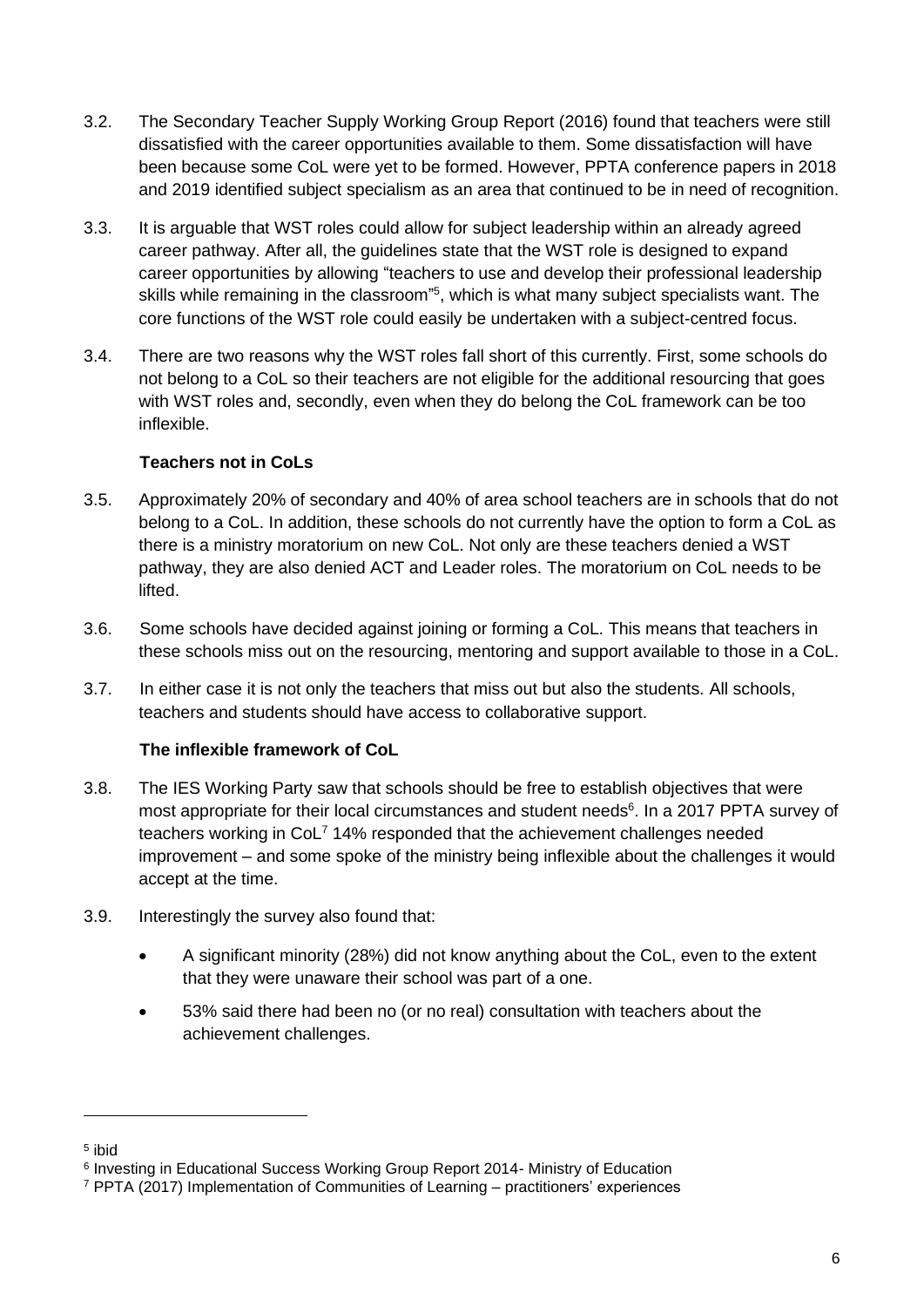3.2. The Secondary Teacher Supply Working Group Report (2016) found that teachers were still dissatisfied with the career opportunities available to them. Some dissatisfaction will have been because some CoL were yet to be formed. However, PPTA conference papers in 2018 and 2019 identified subject specialism as an area that continued to be in need of recognition.

3.3. It is arguable that WST roles could allow for subject leadership within an already agreed career pathway. After all, the guidelines state that the WST role is designed to expand career opportunities by allowing "teachers to use and develop their professional leadership skills while remaining in the classroom"[5], which is what many subject specialists want. The core functions of the WST role could easily be undertaken with a subject-centred focus.

3.4. There are two reasons why the WST roles fall short of this currently. First, some schools do not belong to a CoL so their teachers are not eligible for the additional resourcing that goes with WST roles and, secondly, even when they do belong the CoL framework can be too inflexible.

**Teachers not in CoLs**

3.5. Approximately 20% of secondary and 40% of area school teachers are in schools that do not belong to a CoL. In addition, these schools do not currently have the option to form a CoL as there is a ministry moratorium on new CoL. Not only are these teachers denied a WST pathway, they are also denied ACT and Leader roles. The moratorium on CoL needs to be lifted.

3.6. Some schools have decided against joining or forming a CoL. This means that teachers in these schools miss out on the resourcing, mentoring and support available to those in a CoL.

3.7. In either case it is not only the teachers that miss out but also the students. All schools, teachers and students should have access to collaborative support.

**The inflexible framework of CoL**

3.8. The IES Working Party saw that schools should be free to establish objectives that were most appropriate for their local circumstances and student needs[6]. In a 2017 PPTA survey of teachers working in CoL[7] 14% responded that the achievement challenges needed improvement – and some spoke of the ministry being inflexible about the challenges it would accept at the time.

3.9. Interestingly the survey also found that:

- A significant minority (28%) did not know anything about the CoL, even to the extent that they were unaware their school was part of a one.
- 53% said there had been no (or no real) consultation with teachers about the achievement challenges.

[5] ibid

[6] Investing in Educational Success Working Group Report 2014- Ministry of Education

[7] PPTA (2017) Implementation of Communities of Learning – practitioners' experiences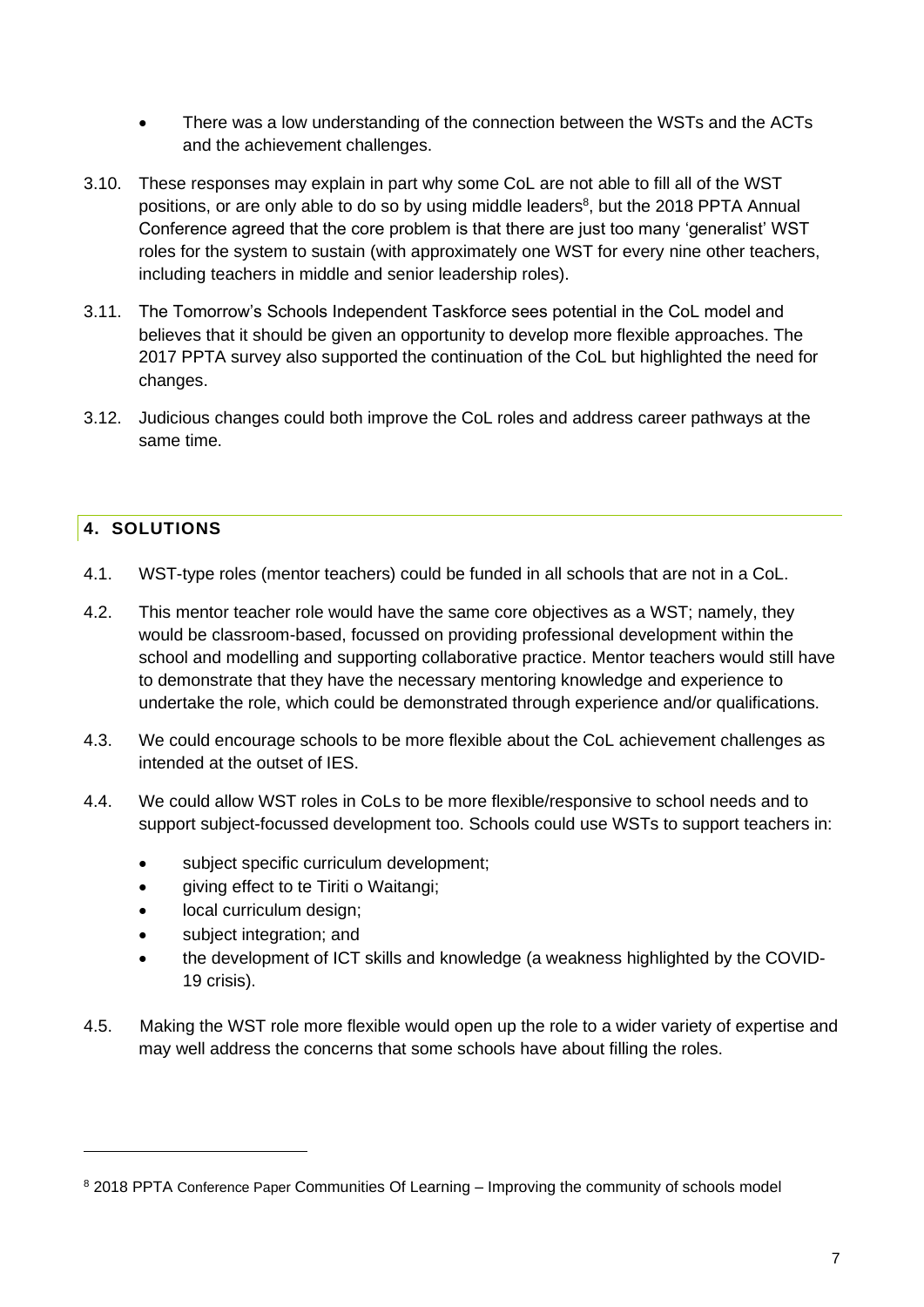- There was a low understanding of the connection between the WSTs and the ACTs and the achievement challenges.

3.10. These responses may explain in part why some CoL are not able to fill all of the WST positions, or are only able to do so by using middle leaders[8], but the 2018 PPTA Annual Conference agreed that the core problem is that there are just too many 'generalist' WST roles for the system to sustain (with approximately one WST for every nine other teachers, including teachers in middle and senior leadership roles).

3.11. The Tomorrow's Schools Independent Taskforce sees potential in the CoL model and believes that it should be given an opportunity to develop more flexible approaches. The 2017 PPTA survey also supported the continuation of the CoL but highlighted the need for changes.

3.12. Judicious changes could both improve the CoL roles and address career pathways at the same time.

## 4. SOLUTIONS

4.1. WST-type roles (mentor teachers) could be funded in all schools that are not in a CoL.

4.2. This mentor teacher role would have the same core objectives as a WST; namely, they would be classroom-based, focussed on providing professional development within the school and modelling and supporting collaborative practice. Mentor teachers would still have to demonstrate that they have the necessary mentoring knowledge and experience to undertake the role, which could be demonstrated through experience and/or qualifications.

4.3. We could encourage schools to be more flexible about the CoL achievement challenges as intended at the outset of IES.

4.4. We could allow WST roles in CoLs to be more flexible/responsive to school needs and to support subject-focussed development too. Schools could use WSTs to support teachers in:

- subject specific curriculum development;
- giving effect to te Tiriti o Waitangi;
- local curriculum design;
- subject integration; and
- the development of ICT skills and knowledge (a weakness highlighted by the COVID-19 crisis).

4.5. Making the WST role more flexible would open up the role to a wider variety of expertise and may well address the concerns that some schools have about filling the roles.

---

[8] 2018 PPTA Conference Paper Communities Of Learning – Improving the community of schools model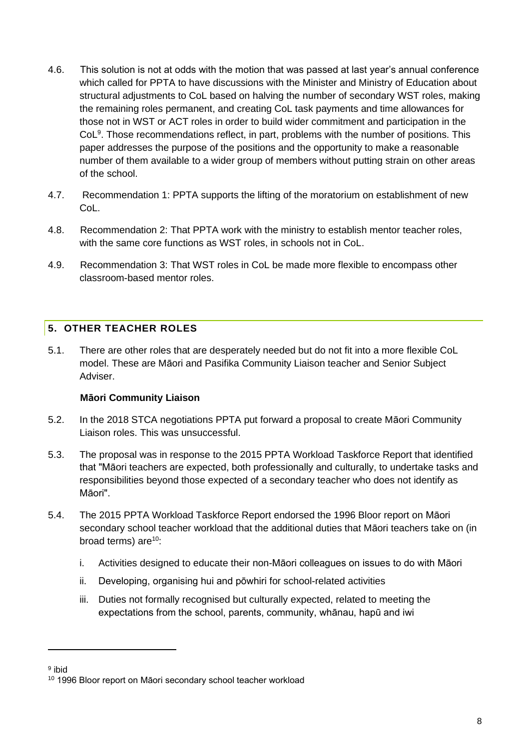4.6. This solution is not at odds with the motion that was passed at last year's annual conference which called for PPTA to have discussions with the Minister and Ministry of Education about structural adjustments to CoL based on halving the number of secondary WST roles, making the remaining roles permanent, and creating CoL task payments and time allowances for those not in WST or ACT roles in order to build wider commitment and participation in the CoL[9]. Those recommendations reflect, in part, problems with the number of positions. This paper addresses the purpose of the positions and the opportunity to make a reasonable number of them available to a wider group of members without putting strain on other areas of the school.

4.7. Recommendation 1: PPTA supports the lifting of the moratorium on establishment of new CoL.

4.8. Recommendation 2: That PPTA work with the ministry to establish mentor teacher roles, with the same core functions as WST roles, in schools not in CoL.

4.9. Recommendation 3: That WST roles in CoL be made more flexible to encompass other classroom-based mentor roles.

## 5. OTHER TEACHER ROLES

5.1. There are other roles that are desperately needed but do not fit into a more flexible CoL model. These are Māori and Pasifika Community Liaison teacher and Senior Subject Adviser.

### Māori Community Liaison

5.2. In the 2018 STCA negotiations PPTA put forward a proposal to create Māori Community Liaison roles. This was unsuccessful.

5.3. The proposal was in response to the 2015 PPTA Workload Taskforce Report that identified that "Māori teachers are expected, both professionally and culturally, to undertake tasks and responsibilities beyond those expected of a secondary teacher who does not identify as Māori".

5.4. The 2015 PPTA Workload Taskforce Report endorsed the 1996 Bloor report on Māori secondary school teacher workload that the additional duties that Māori teachers take on (in broad terms) are[10]:

i. Activities designed to educate their non-Māori colleagues on issues to do with Māori

ii. Developing, organising hui and pōwhiri for school-related activities

iii. Duties not formally recognised but culturally expected, related to meeting the expectations from the school, parents, community, whānau, hapū and iwi

---

[9] ibid

[10] 1996 Bloor report on Māori secondary school teacher workload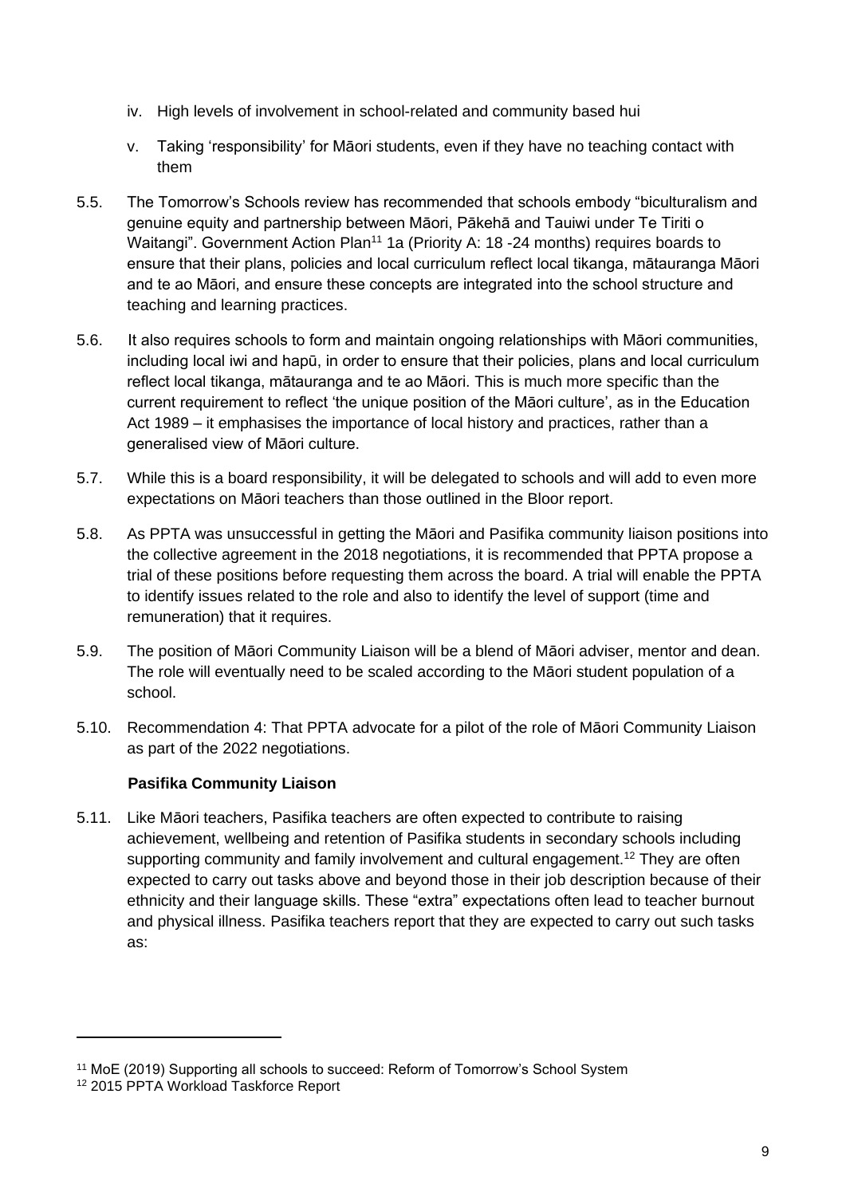iv. High levels of involvement in school-related and community based hui

v. Taking 'responsibility' for Māori students, even if they have no teaching contact with them

5.5. The Tomorrow's Schools review has recommended that schools embody "biculturalism and genuine equity and partnership between Māori, Pākehā and Tauiwi under Te Tiriti o Waitangi". Government Action Plan[11] 1a (Priority A: 18 -24 months) requires boards to ensure that their plans, policies and local curriculum reflect local tikanga, mātauranga Māori and te ao Māori, and ensure these concepts are integrated into the school structure and teaching and learning practices.

5.6. It also requires schools to form and maintain ongoing relationships with Māori communities, including local iwi and hapū, in order to ensure that their policies, plans and local curriculum reflect local tikanga, mātauranga and te ao Māori. This is much more specific than the current requirement to reflect 'the unique position of the Māori culture', as in the Education Act 1989 – it emphasises the importance of local history and practices, rather than a generalised view of Māori culture.

5.7. While this is a board responsibility, it will be delegated to schools and will add to even more expectations on Māori teachers than those outlined in the Bloor report.

5.8. As PPTA was unsuccessful in getting the Māori and Pasifika community liaison positions into the collective agreement in the 2018 negotiations, it is recommended that PPTA propose a trial of these positions before requesting them across the board. A trial will enable the PPTA to identify issues related to the role and also to identify the level of support (time and remuneration) that it requires.

5.9. The position of Māori Community Liaison will be a blend of Māori adviser, mentor and dean. The role will eventually need to be scaled according to the Māori student population of a school.

5.10. Recommendation 4: That PPTA advocate for a pilot of the role of Māori Community Liaison as part of the 2022 negotiations.

**Pasifika Community Liaison**

5.11. Like Māori teachers, Pasifika teachers are often expected to contribute to raising achievement, wellbeing and retention of Pasifika students in secondary schools including supporting community and family involvement and cultural engagement.[12] They are often expected to carry out tasks above and beyond those in their job description because of their ethnicity and their language skills. These "extra" expectations often lead to teacher burnout and physical illness. Pasifika teachers report that they are expected to carry out such tasks as:

---

[11] MoE (2019) Supporting all schools to succeed: Reform of Tomorrow's School System

[12] 2015 PPTA Workload Taskforce Report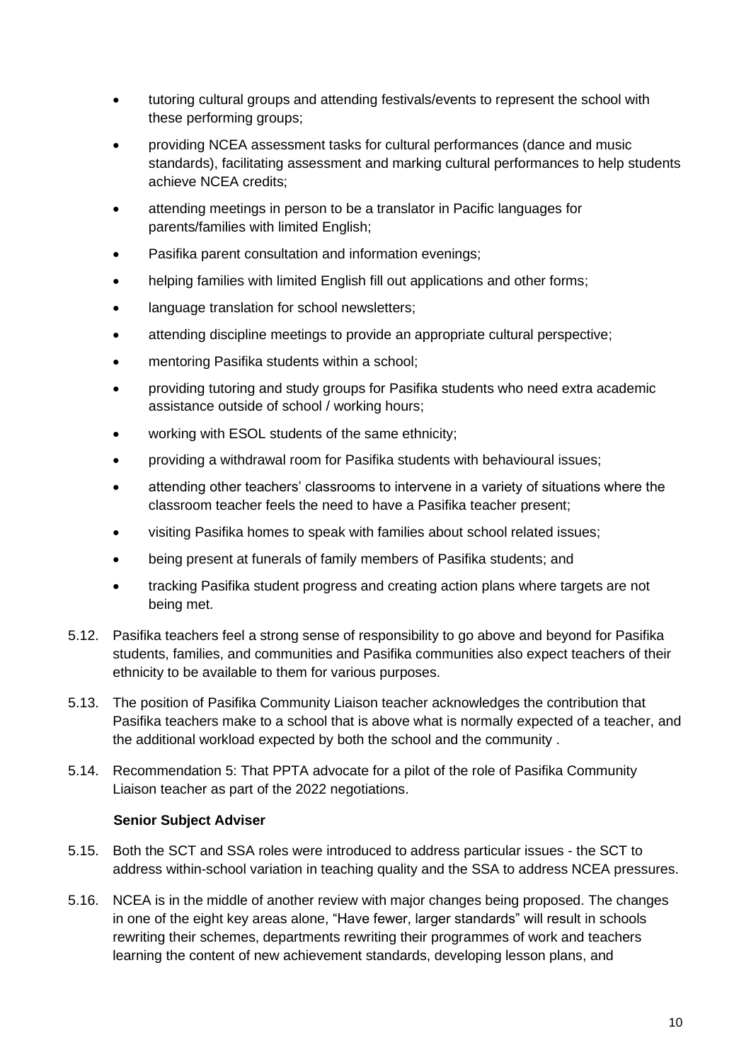- tutoring cultural groups and attending festivals/events to represent the school with these performing groups;
- providing NCEA assessment tasks for cultural performances (dance and music standards), facilitating assessment and marking cultural performances to help students achieve NCEA credits;
- attending meetings in person to be a translator in Pacific languages for parents/families with limited English;
- Pasifika parent consultation and information evenings;
- helping families with limited English fill out applications and other forms;
- language translation for school newsletters;
- attending discipline meetings to provide an appropriate cultural perspective;
- mentoring Pasifika students within a school;
- providing tutoring and study groups for Pasifika students who need extra academic assistance outside of school / working hours;
- working with ESOL students of the same ethnicity;
- providing a withdrawal room for Pasifika students with behavioural issues;
- attending other teachers' classrooms to intervene in a variety of situations where the classroom teacher feels the need to have a Pasifika teacher present;
- visiting Pasifika homes to speak with families about school related issues;
- being present at funerals of family members of Pasifika students; and
- tracking Pasifika student progress and creating action plans where targets are not being met.

5.12. Pasifika teachers feel a strong sense of responsibility to go above and beyond for Pasifika students, families, and communities and Pasifika communities also expect teachers of their ethnicity to be available to them for various purposes.

5.13. The position of Pasifika Community Liaison teacher acknowledges the contribution that Pasifika teachers make to a school that is above what is normally expected of a teacher, and the additional workload expected by both the school and the community .

5.14. Recommendation 5: That PPTA advocate for a pilot of the role of Pasifika Community Liaison teacher as part of the 2022 negotiations.

**Senior Subject Adviser**

5.15. Both the SCT and SSA roles were introduced to address particular issues - the SCT to address within-school variation in teaching quality and the SSA to address NCEA pressures.

5.16. NCEA is in the middle of another review with major changes being proposed. The changes in one of the eight key areas alone, "Have fewer, larger standards" will result in schools rewriting their schemes, departments rewriting their programmes of work and teachers learning the content of new achievement standards, developing lesson plans, and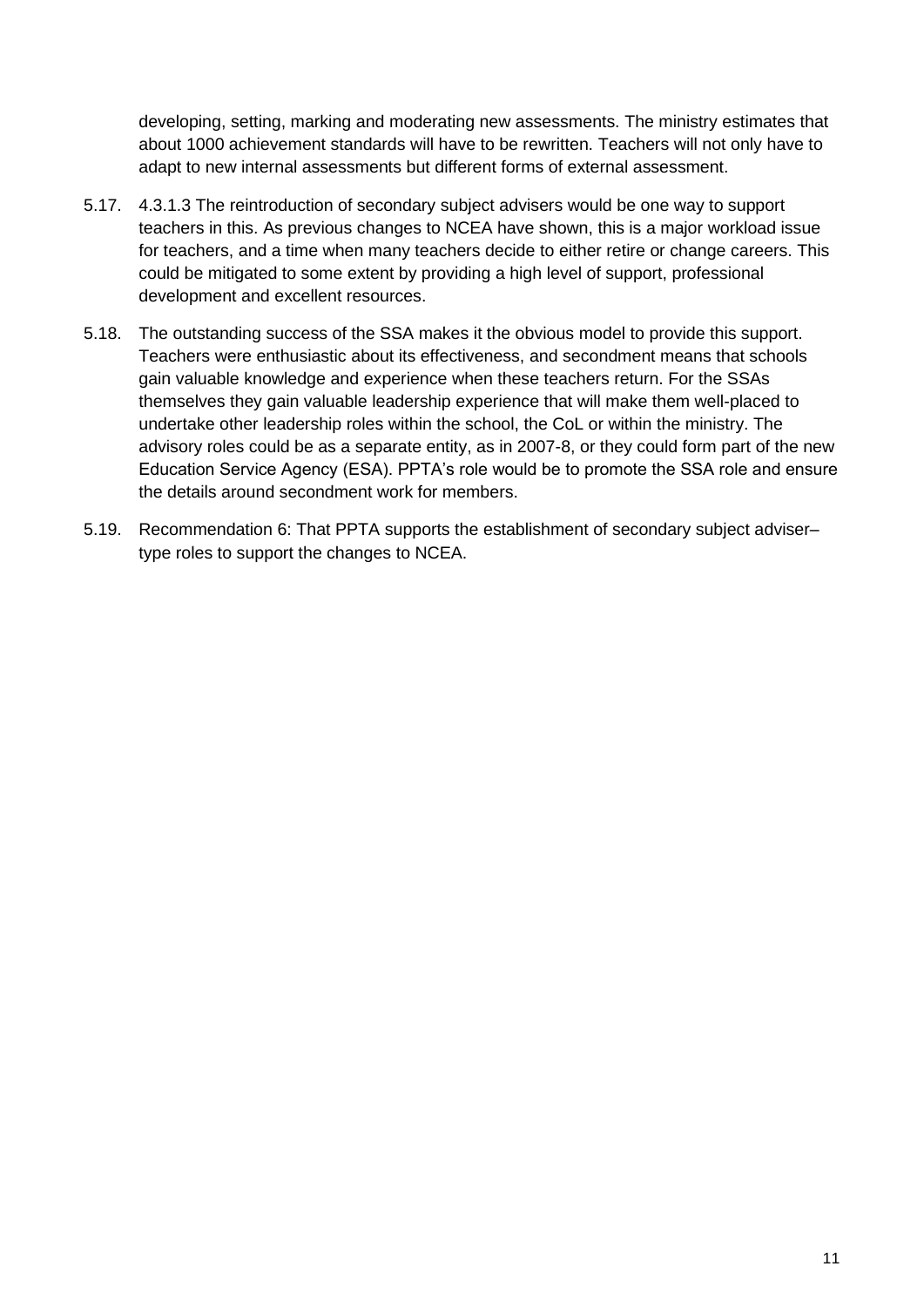developing, setting, marking and moderating new assessments. The ministry estimates that about 1000 achievement standards will have to be rewritten. Teachers will not only have to adapt to new internal assessments but different forms of external assessment.

5.17. 4.3.1.3 The reintroduction of secondary subject advisers would be one way to support teachers in this. As previous changes to NCEA have shown, this is a major workload issue for teachers, and a time when many teachers decide to either retire or change careers. This could be mitigated to some extent by providing a high level of support, professional development and excellent resources.

5.18. The outstanding success of the SSA makes it the obvious model to provide this support. Teachers were enthusiastic about its effectiveness, and secondment means that schools gain valuable knowledge and experience when these teachers return. For the SSAs themselves they gain valuable leadership experience that will make them well-placed to undertake other leadership roles within the school, the CoL or within the ministry. The advisory roles could be as a separate entity, as in 2007-8, or they could form part of the new Education Service Agency (ESA). PPTA's role would be to promote the SSA role and ensure the details around secondment work for members.

5.19. Recommendation 6: That PPTA supports the establishment of secondary subject adviser–type roles to support the changes to NCEA.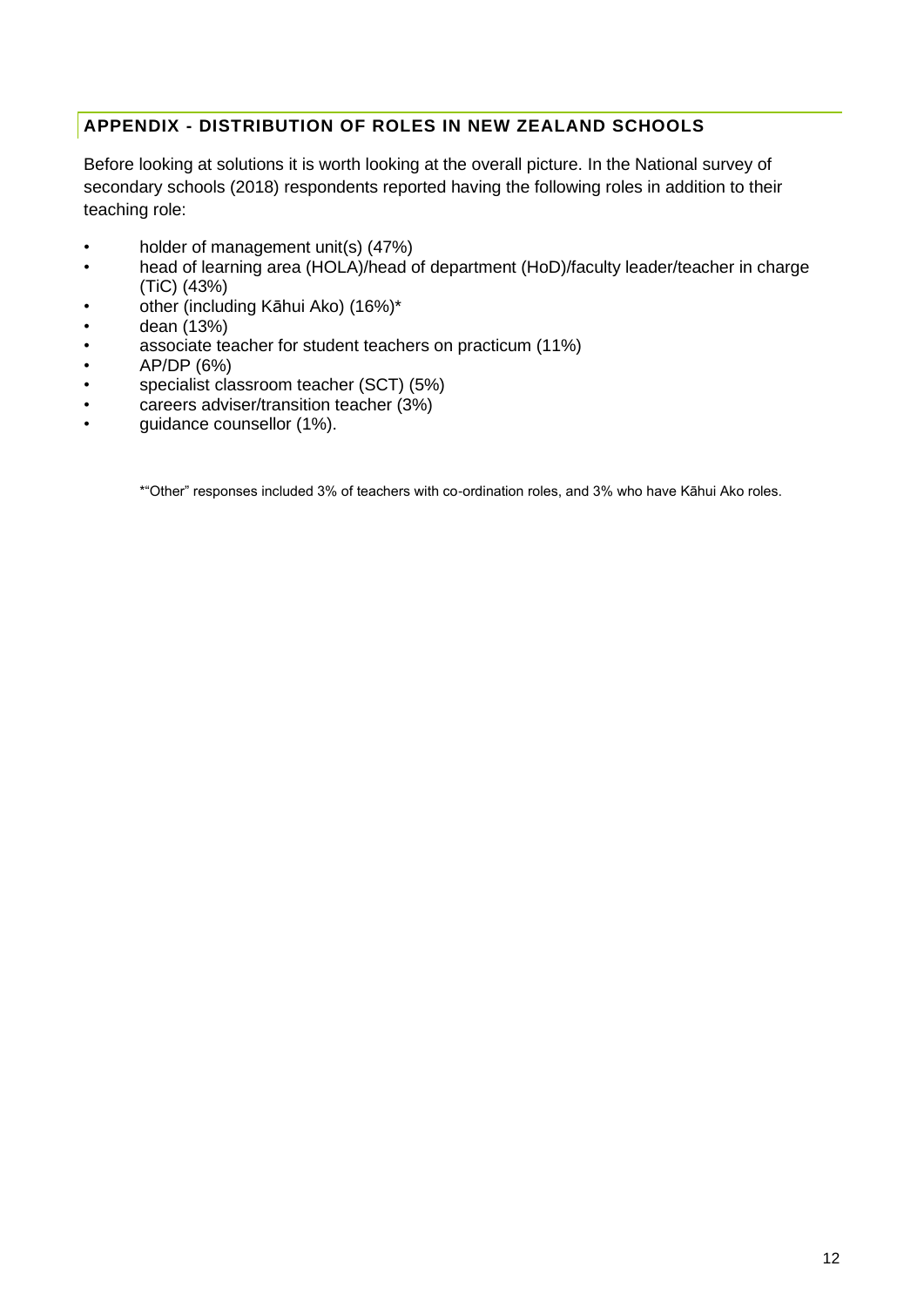## APPENDIX - DISTRIBUTION OF ROLES IN NEW ZEALAND SCHOOLS

Before looking at solutions it is worth looking at the overall picture. In the National survey of secondary schools (2018) respondents reported having the following roles in addition to their teaching role:

- holder of management unit(s) (47%)
- head of learning area (HOLA)/head of department (HoD)/faculty leader/teacher in charge (TiC) (43%)
- other (including Kāhui Ako) (16%)*
- dean (13%)
- associate teacher for student teachers on practicum (11%)
- AP/DP (6%)
- specialist classroom teacher (SCT) (5%)
- careers adviser/transition teacher (3%)
- guidance counsellor (1%).

*"Other" responses included 3% of teachers with co-ordination roles, and 3% who have Kāhui Ako roles.